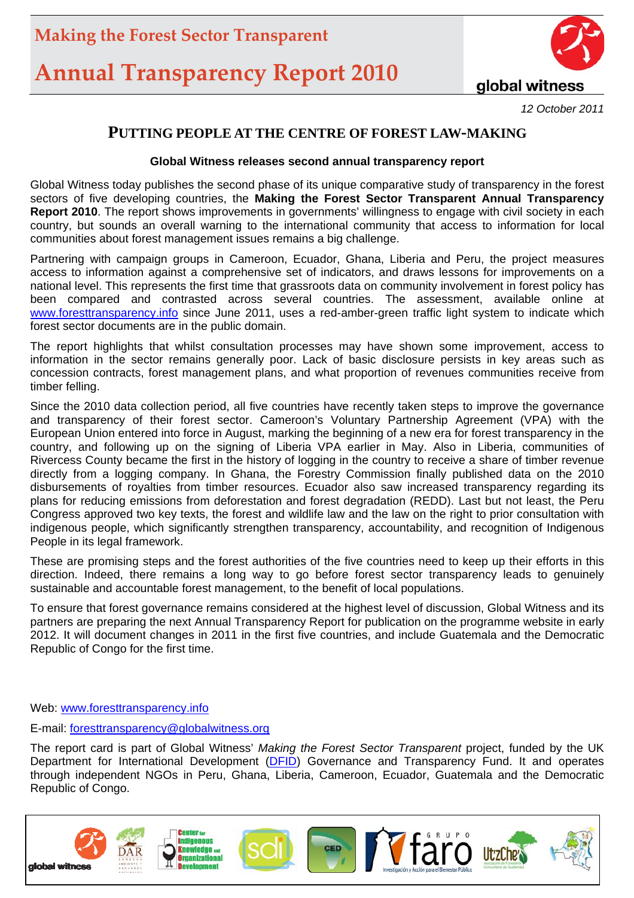# Making the Forest Sector Transparent

# Annual Transparency Report 2010

global witness

*12 October 2011*

## PUTTING PEOPLE AT THE CENTRE OF FOREST LAW-MAKING

**Global Witness releases second annual transparency report**

Global Witness today publishes the second phase of its unique comparative study of transparency in the forest sectors of five developing countries, the **Making the Forest Sector Transparent Annual Transparency Report 2010**. The report shows improvements in governments' willingness to engage with civil society in each country, but sounds an overall warning to the international community that access to information for local communities about forest management issues remains a big challenge.

Partnering with campaign groups in Cameroon, Ecuador, Ghana, Liberia and Peru, the project measures access to information against a comprehensive set of indicators, and draws lessons for improvements on a national level. This represents the first time that grassroots data on community involvement in forest policy has been compared and contrasted across several countries. The assessment, available online at www.foresttransparency.info since June 2011, uses a red-amber-green traffic light system to indicate which forest sector documents are in the public domain.

The report highlights that whilst consultation processes may have shown some improvement, access to information in the sector remains generally poor. Lack of basic disclosure persists in key areas such as concession contracts, forest management plans, and what proportion of revenues communities receive from timber felling.

Since the 2010 data collection period, all five countries have recently taken steps to improve the governance and transparency of their forest sector. Cameroon's Voluntary Partnership Agreement (VPA) with the European Union entered into force in August, marking the beginning of a new era for forest transparency in the country, and following up on the signing of Liberia VPA earlier in May. Also in Liberia, communities of Rivercess County became the first in the history of logging in the country to receive a share of timber revenue directly from a logging company. In Ghana, the Forestry Commission finally published data on the 2010 disbursements of royalties from timber resources. Ecuador also saw increased transparency regarding its plans for reducing emissions from deforestation and forest degradation (REDD). Last but not least, the Peru Congress approved two key texts, the forest and wildlife law and the law on the right to prior consultation with indigenous people, which significantly strengthen transparency, accountability, and recognition of Indigenous People in its legal framework.

These are promising steps and the forest authorities of the five countries need to keep up their efforts in this direction. Indeed, there remains a long way to go before forest sector transparency leads to genuinely sustainable and accountable forest management, to the benefit of local populations.

To ensure that forest governance remains considered at the highest level of discussion, Global Witness and its partners are preparing the next Annual Transparency Report for publication on the programme website in early 2012. It will document changes in 2011 in the first five countries, and include Guatemala and the Democratic Republic of Congo for the first time.

Web: www.foresttransparency.info

E-mail: foresttransparency@globalwitness.org

The report card is part of Global Witness' *Making the Forest Sector Transparent* project, funded by the UK Department for International Development (DFID) Governance and Transparency Fund. It and operates through independent NGOs in Peru, Ghana, Liberia, Cameroon, Ecuador, Guatemala and the Democratic Republic of Congo.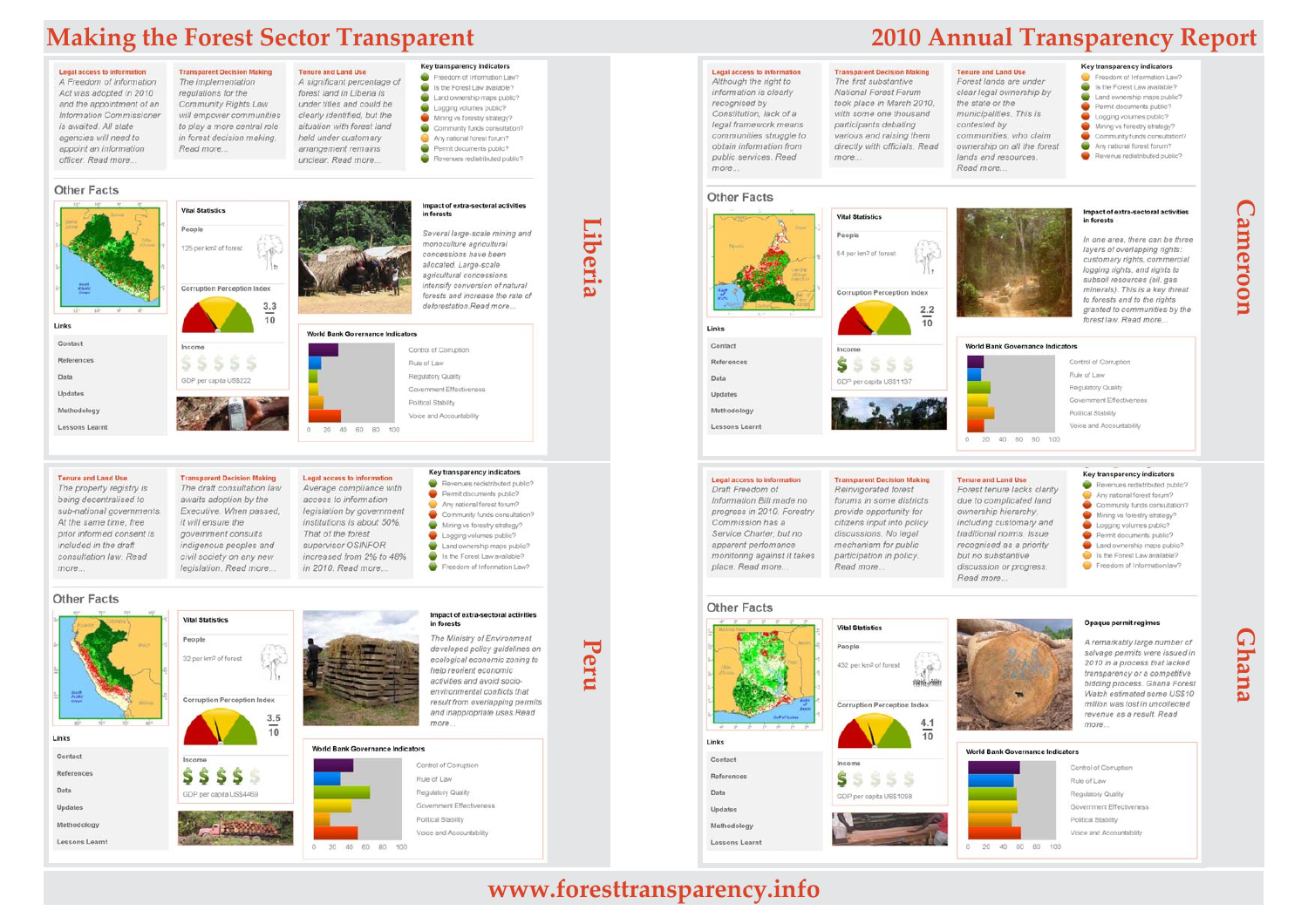# Making the Forest Sector Transparent

# 2010 Annual Transparency Report

## Liberia

**Legal access to information**
A Freedom of Information Act was adopted in 2010 and the appointment of an Information Commissioner is awaited. All state agencies will need to appoint an information officer. Read more...

**Transparent Decision Making**
The implementation regulations for the Community Rights Law will empower communities to play a more central role in forest decision making. Read more...

**Tenure and Land Use**
A significant percentage of forest land in Liberia is under titles and could be clearly identified, but the situation with forest land held under customary arrangement remains unclear. Read more...

**Key transparency indicators**
- Freedom of Information Law?
- Is the Forest Law available?
- Land ownership maps public?
- Logging volumes public?
- Mining vs forestry strategy?
- Community funds consultation?
- Any national forest forum?
- Permit documents public?
- Revenues redistributed public?

### Other Facts

**Vital Statistics**

People

125 per km² of forest

Corruption Perception Index

3.3
10

Income

GDP per capita US$222

**Impact of extra-sectoral activities in forests**

Several large-scale mining and monoculture agricultural concessions have been allocated. Large-scale agricultural concessions intensify conversion of natural forests and increase the rate of deforestation. Read more...

**World Bank Governance Indicators**

Control of Corruption
Rule of Law
Regulatory Quality
Government Effectiveness
Political Stability
Voice and Accountability

0 20 40 60 80 100

**Links**
- Contact
- References
- Data
- Updates
- Methodology
- Lessons Learnt

## Cameroon

**Legal access to information**
Although the right to information is clearly recognised by Constitution, lack of a legal framework means communities struggle to obtain information from public services. Read more...

**Transparent Decision Making**
The first substantive National Forest Forum took place in March 2010, with some one thousand participants debating various and raising them directly with officials. Read more...

**Tenure and Land Use**
Forest lands are under clear legal ownership by the state or the municipalities. This is contested by communities, who claim ownership on all the forest lands and resources. Read more...

**Key transparency indicators**
- Freedom of Information Law?
- Is the Forest Law available?
- Land ownership maps public?
- Permit documents public?
- Logging volumes public?
- Mining vs forestry strategy?
- Community funds consultation?
- Any national forest forum?
- Revenue redistributed public?

### Other Facts

**Vital Statistics**

People

54 per km² of forest

Corruption Perception Index

2.2
10

Income

GDP per capita US$1137

**Impact of extra-sectoral activities in forests**

In one area, there can be three layers of overlapping rights: customary rights, commercial logging rights, and rights to subsoil resources (oil, gas minerals). This is a key threat to forests and to the rights granted to communities by the forest law. Read more...

**World Bank Governance Indicators**

Control of Corruption
Rule of Law
Regulatory Quality
Government Effectiveness
Political Stability
Voice and Accountability

0 20 40 60 80 100

**Links**
- Contact
- References
- Data
- Updates
- Methodology
- Lessons Learnt

## Peru

**Tenure and Land Use**
The property registry is being decentralised to sub-national governments. At the same time, free prior informed consent is included in the draft consultation law. Read more...

**Transparent Decision Making**
The draft consultation law awaits adoption by the Executive. When passed, it will ensure the government consults indigenous peoples and civil society on any new legislation. Read more...

**Legal access to information**
Average compliance with access to information legislation by government institutions is about 50%. That of the forest supervisor OSINFOR increased from 2% to 48% in 2010. Read more...

**Key transparency indicators**
- Revenues redistributed public?
- Permit documents public?
- Any national forest forum?
- Community funds consultation?
- Mining vs forestry strategy?
- Logging volumes public?
- Land ownership maps public?
- Is the Forest Law available?
- Freedom of Information Law?

### Other Facts

**Vital Statistics**

People

32 per km² of forest

Corruption Perception Index

3.5
10

Income

GDP per capita US$4469

**Impact of extra-sectoral activities in forests**

The Ministry of Environment developed policy guidelines on ecological economic zoning to help reorient economic activities and avoid socio-environmental conflicts that result from overlapping permits and inappropriate uses. Read more...

**World Bank Governance Indicators**

Control of Corruption
Rule of Law
Regulatory Quality
Government Effectiveness
Political Stability
Voice and Accountability

0 20 40 60 80 100

**Links**
- Contact
- References
- Data
- Updates
- Methodology
- Lessons Learnt

## Ghana

**Legal access to information**
Draft Freedom of Information Bill made no progress in 2010. Forestry Commission has a Service Charter, but no apparent performance monitoring against it takes place. Read more...

**Transparent Decision Making**
Reinvigorated forest forums in some districts provide opportunity for citizens input into policy discussions. No legal mechanism for public participation in policy. Read more...

**Tenure and Land Use**
Forest tenure lacks clarity due to complicated land ownership hierarchy, including customary and traditional norms. Issue recognised as a priority but no substantive discussion or progress. Read more...

**Key transparency indicators**
- Revenues redistributed public?
- Any national forest forum?
- Community funds consultation?
- Mining vs forestry strategy?
- Logging volumes public?
- Permit documents public?
- Land ownership maps public?
- Is the Forest Law available?
- Freedom of Information law?

### Other Facts

**Vital Statistics**

People

432 per km² of forest

Corruption Perception Index

4.1
10

Income

GDP per capita US$1098

**Opaque permit regimes**

A remarkably large number of salvage permits were issued in 2010 in a process that lacked transparency or a competitive bidding process. Ghana Forest Watch estimated some US$10 million was lost in uncollected revenue as a result. Read more...

**World Bank Governance Indicators**

Control of Corruption
Rule of Law
Regulatory Quality
Government Effectiveness
Political Stability
Voice and Accountability

0 20 40 60 80 100

**Links**
- Contact
- References
- Data
- Updates
- Methodology
- Lessons Learnt

www.foresttransparency.info